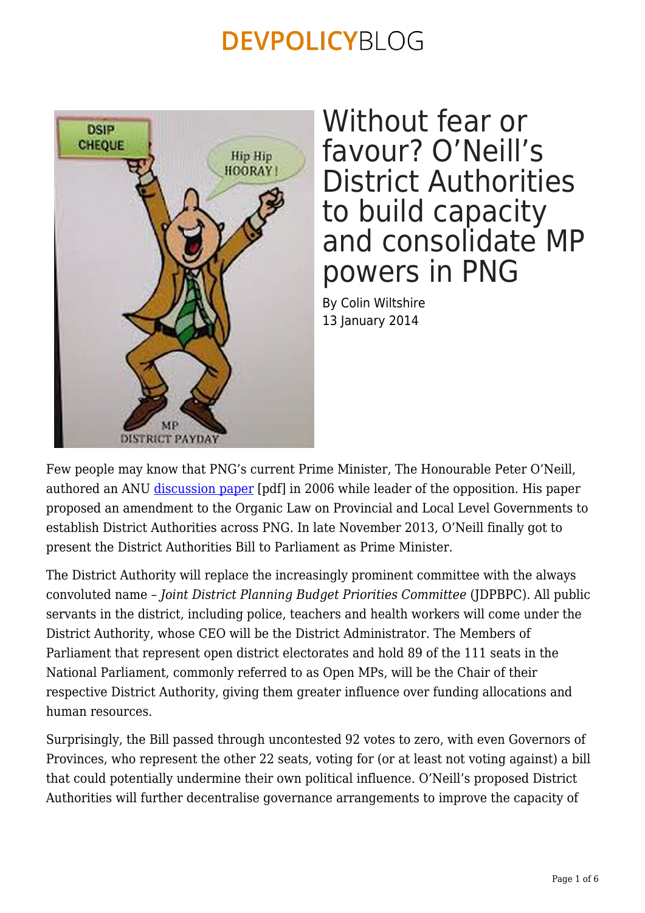# Without fear or favour? O'Neill's District Authorities to build capacity and consolidate MP powers in PNG

By Colin Wiltshire
13 January 2014

Few people may know that PNG's current Prime Minister, The Honourable Peter O'Neill, authored an ANU discussion paper [pdf] in 2006 while leader of the opposition. His paper proposed an amendment to the Organic Law on Provincial and Local Level Governments to establish District Authorities across PNG. In late November 2013, O'Neill finally got to present the District Authorities Bill to Parliament as Prime Minister.

The District Authority will replace the increasingly prominent committee with the always convoluted name – *Joint District Planning Budget Priorities Committee* (JDPBPC). All public servants in the district, including police, teachers and health workers will come under the District Authority, whose CEO will be the District Administrator. The Members of Parliament that represent open district electorates and hold 89 of the 111 seats in the National Parliament, commonly referred to as Open MPs, will be the Chair of their respective District Authority, giving them greater influence over funding allocations and human resources.

Surprisingly, the Bill passed through uncontested 92 votes to zero, with even Governors of Provinces, who represent the other 22 seats, voting for (or at least not voting against) a bill that could potentially undermine their own political influence. O'Neill's proposed District Authorities will further decentralise governance arrangements to improve the capacity of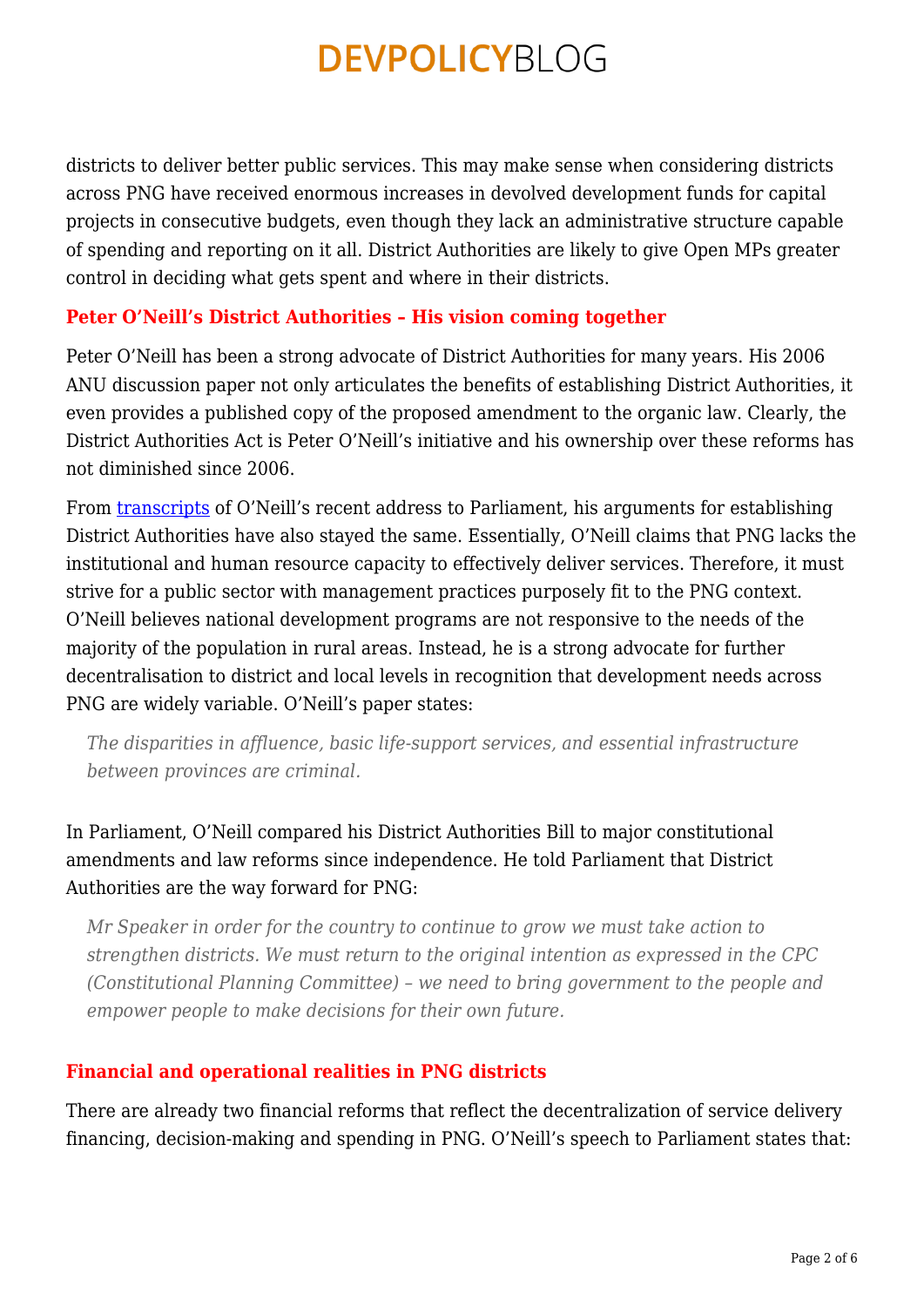districts to deliver better public services. This may make sense when considering districts across PNG have received enormous increases in devolved development funds for capital projects in consecutive budgets, even though they lack an administrative structure capable of spending and reporting on it all. District Authorities are likely to give Open MPs greater control in deciding what gets spent and where in their districts.

## Peter O'Neill's District Authorities – His vision coming together

Peter O'Neill has been a strong advocate of District Authorities for many years. His 2006 ANU discussion paper not only articulates the benefits of establishing District Authorities, it even provides a published copy of the proposed amendment to the organic law. Clearly, the District Authorities Act is Peter O'Neill's initiative and his ownership over these reforms has not diminished since 2006.

From transcripts of O'Neill's recent address to Parliament, his arguments for establishing District Authorities have also stayed the same. Essentially, O'Neill claims that PNG lacks the institutional and human resource capacity to effectively deliver services. Therefore, it must strive for a public sector with management practices purposely fit to the PNG context. O'Neill believes national development programs are not responsive to the needs of the majority of the population in rural areas. Instead, he is a strong advocate for further decentralisation to district and local levels in recognition that development needs across PNG are widely variable. O'Neill's paper states:

> *The disparities in affluence, basic life-support services, and essential infrastructure between provinces are criminal.*

In Parliament, O'Neill compared his District Authorities Bill to major constitutional amendments and law reforms since independence. He told Parliament that District Authorities are the way forward for PNG:

> *Mr Speaker in order for the country to continue to grow we must take action to strengthen districts. We must return to the original intention as expressed in the CPC (Constitutional Planning Committee) – we need to bring government to the people and empower people to make decisions for their own future.*

## Financial and operational realities in PNG districts

There are already two financial reforms that reflect the decentralization of service delivery financing, decision-making and spending in PNG. O'Neill's speech to Parliament states that: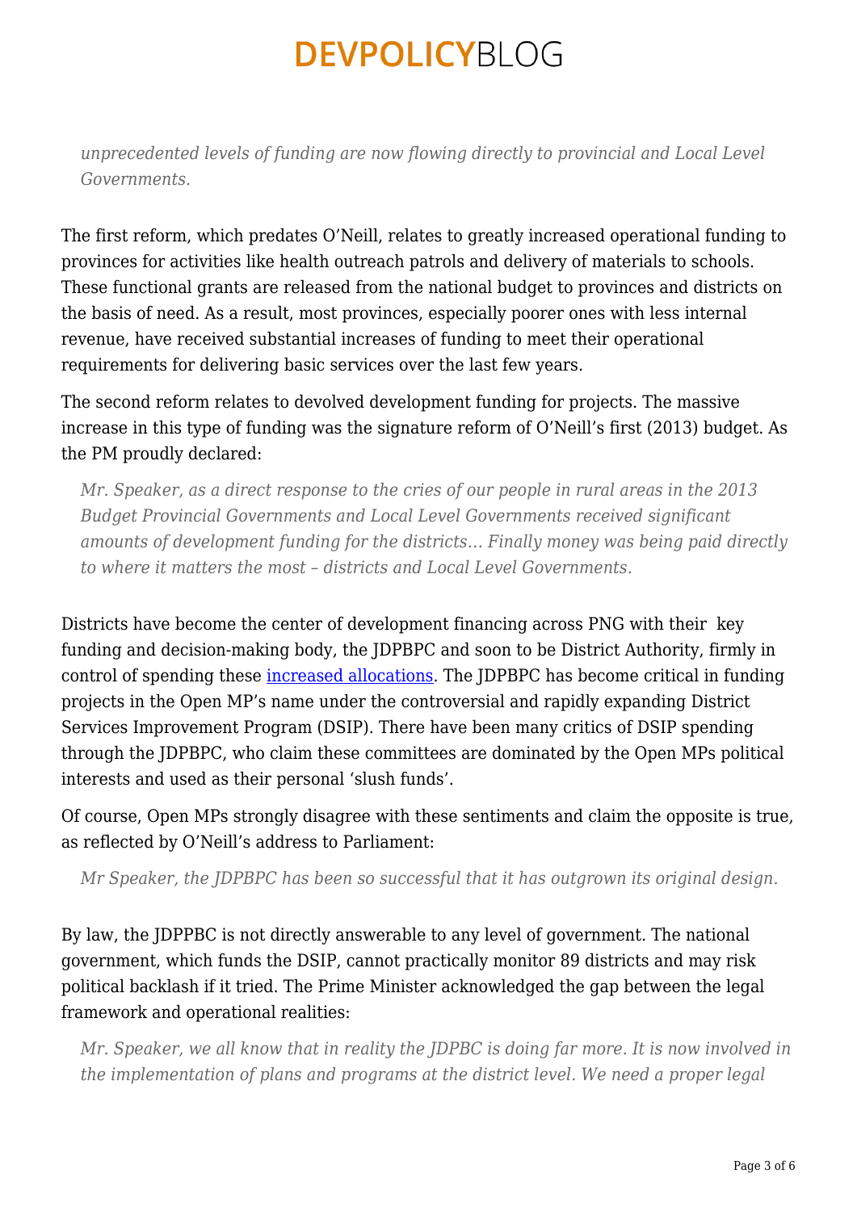*unprecedented levels of funding are now flowing directly to provincial and Local Level Governments.*

The first reform, which predates O'Neill, relates to greatly increased operational funding to provinces for activities like health outreach patrols and delivery of materials to schools. These functional grants are released from the national budget to provinces and districts on the basis of need. As a result, most provinces, especially poorer ones with less internal revenue, have received substantial increases of funding to meet their operational requirements for delivering basic services over the last few years.

The second reform relates to devolved development funding for projects. The massive increase in this type of funding was the signature reform of O'Neill's first (2013) budget. As the PM proudly declared:

> *Mr. Speaker, as a direct response to the cries of our people in rural areas in the 2013 Budget Provincial Governments and Local Level Governments received significant amounts of development funding for the districts… Finally money was being paid directly to where it matters the most – districts and Local Level Governments.*

Districts have become the center of development financing across PNG with their key funding and decision-making body, the JDPBPC and soon to be District Authority, firmly in control of spending these increased allocations. The JDPBPC has become critical in funding projects in the Open MP's name under the controversial and rapidly expanding District Services Improvement Program (DSIP). There have been many critics of DSIP spending through the JDPBPC, who claim these committees are dominated by the Open MPs political interests and used as their personal 'slush funds'.

Of course, Open MPs strongly disagree with these sentiments and claim the opposite is true, as reflected by O'Neill's address to Parliament:

> *Mr Speaker, the JDPBPC has been so successful that it has outgrown its original design.*

By law, the JDPPBC is not directly answerable to any level of government. The national government, which funds the DSIP, cannot practically monitor 89 districts and may risk political backlash if it tried. The Prime Minister acknowledged the gap between the legal framework and operational realities:

> *Mr. Speaker, we all know that in reality the JDPBC is doing far more. It is now involved in the implementation of plans and programs at the district level. We need a proper legal*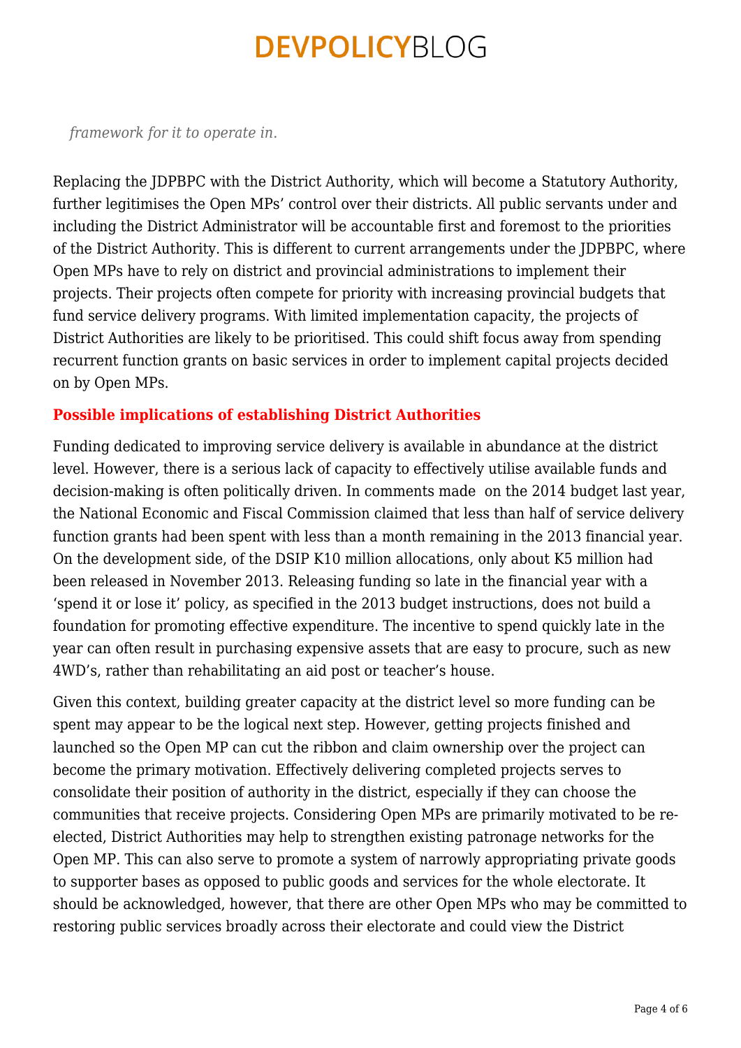*framework for it to operate in.*

Replacing the JDPBPC with the District Authority, which will become a Statutory Authority, further legitimises the Open MPs' control over their districts. All public servants under and including the District Administrator will be accountable first and foremost to the priorities of the District Authority. This is different to current arrangements under the JDPBPC, where Open MPs have to rely on district and provincial administrations to implement their projects. Their projects often compete for priority with increasing provincial budgets that fund service delivery programs. With limited implementation capacity, the projects of District Authorities are likely to be prioritised. This could shift focus away from spending recurrent function grants on basic services in order to implement capital projects decided on by Open MPs.

## Possible implications of establishing District Authorities

Funding dedicated to improving service delivery is available in abundance at the district level. However, there is a serious lack of capacity to effectively utilise available funds and decision-making is often politically driven. In comments made on the 2014 budget last year, the National Economic and Fiscal Commission claimed that less than half of service delivery function grants had been spent with less than a month remaining in the 2013 financial year. On the development side, of the DSIP K10 million allocations, only about K5 million had been released in November 2013. Releasing funding so late in the financial year with a 'spend it or lose it' policy, as specified in the 2013 budget instructions, does not build a foundation for promoting effective expenditure. The incentive to spend quickly late in the year can often result in purchasing expensive assets that are easy to procure, such as new 4WD's, rather than rehabilitating an aid post or teacher's house.

Given this context, building greater capacity at the district level so more funding can be spent may appear to be the logical next step. However, getting projects finished and launched so the Open MP can cut the ribbon and claim ownership over the project can become the primary motivation. Effectively delivering completed projects serves to consolidate their position of authority in the district, especially if they can choose the communities that receive projects. Considering Open MPs are primarily motivated to be re-elected, District Authorities may help to strengthen existing patronage networks for the Open MP. This can also serve to promote a system of narrowly appropriating private goods to supporter bases as opposed to public goods and services for the whole electorate. It should be acknowledged, however, that there are other Open MPs who may be committed to restoring public services broadly across their electorate and could view the District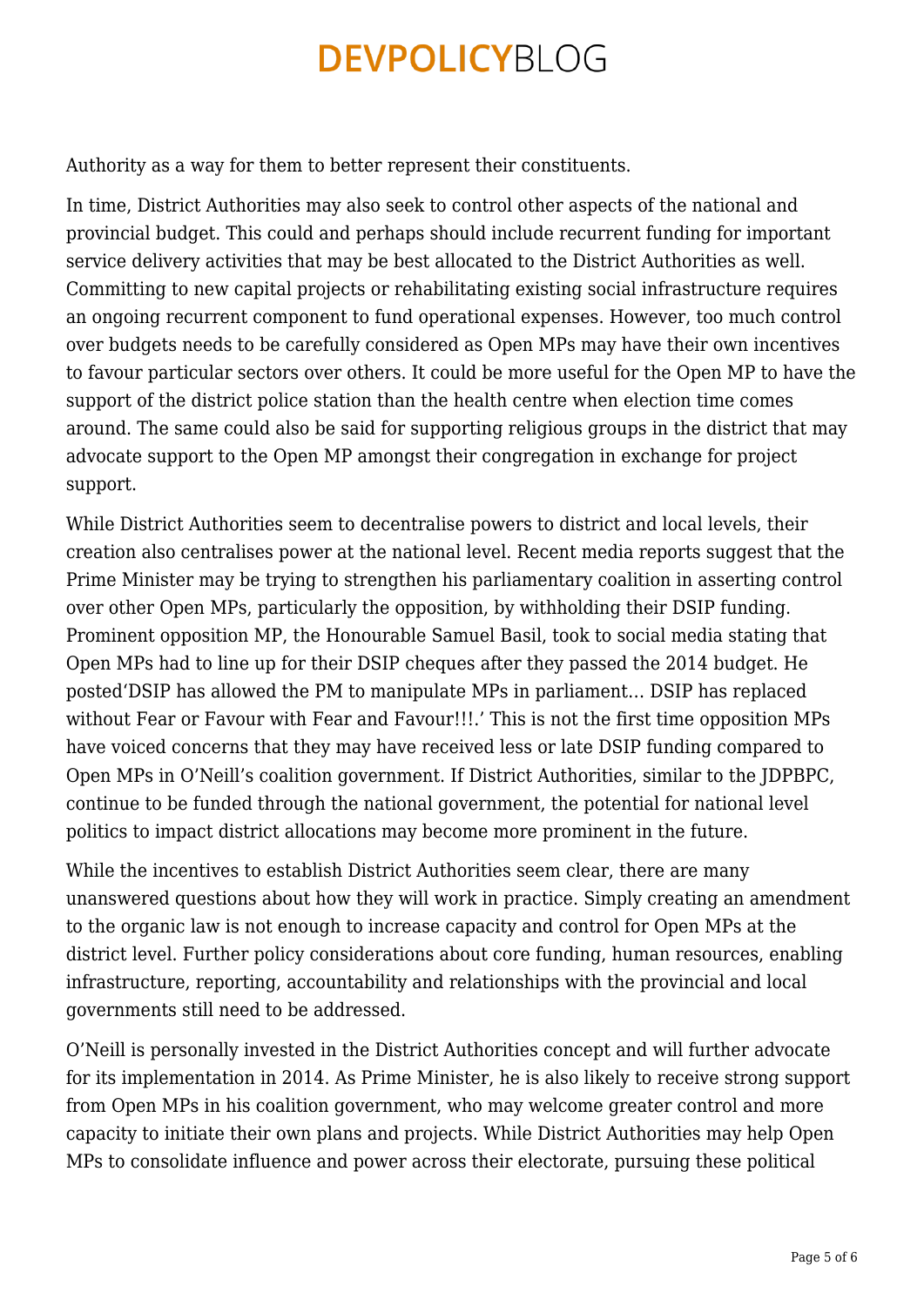Authority as a way for them to better represent their constituents.

In time, District Authorities may also seek to control other aspects of the national and provincial budget. This could and perhaps should include recurrent funding for important service delivery activities that may be best allocated to the District Authorities as well. Committing to new capital projects or rehabilitating existing social infrastructure requires an ongoing recurrent component to fund operational expenses. However, too much control over budgets needs to be carefully considered as Open MPs may have their own incentives to favour particular sectors over others. It could be more useful for the Open MP to have the support of the district police station than the health centre when election time comes around. The same could also be said for supporting religious groups in the district that may advocate support to the Open MP amongst their congregation in exchange for project support.

While District Authorities seem to decentralise powers to district and local levels, their creation also centralises power at the national level. Recent media reports suggest that the Prime Minister may be trying to strengthen his parliamentary coalition in asserting control over other Open MPs, particularly the opposition, by withholding their DSIP funding. Prominent opposition MP, the Honourable Samuel Basil, took to social media stating that Open MPs had to line up for their DSIP cheques after they passed the 2014 budget. He posted'DSIP has allowed the PM to manipulate MPs in parliament… DSIP has replaced without Fear or Favour with Fear and Favour!!!.' This is not the first time opposition MPs have voiced concerns that they may have received less or late DSIP funding compared to Open MPs in O'Neill's coalition government. If District Authorities, similar to the JDPBPC, continue to be funded through the national government, the potential for national level politics to impact district allocations may become more prominent in the future.

While the incentives to establish District Authorities seem clear, there are many unanswered questions about how they will work in practice. Simply creating an amendment to the organic law is not enough to increase capacity and control for Open MPs at the district level. Further policy considerations about core funding, human resources, enabling infrastructure, reporting, accountability and relationships with the provincial and local governments still need to be addressed.

O'Neill is personally invested in the District Authorities concept and will further advocate for its implementation in 2014. As Prime Minister, he is also likely to receive strong support from Open MPs in his coalition government, who may welcome greater control and more capacity to initiate their own plans and projects. While District Authorities may help Open MPs to consolidate influence and power across their electorate, pursuing these political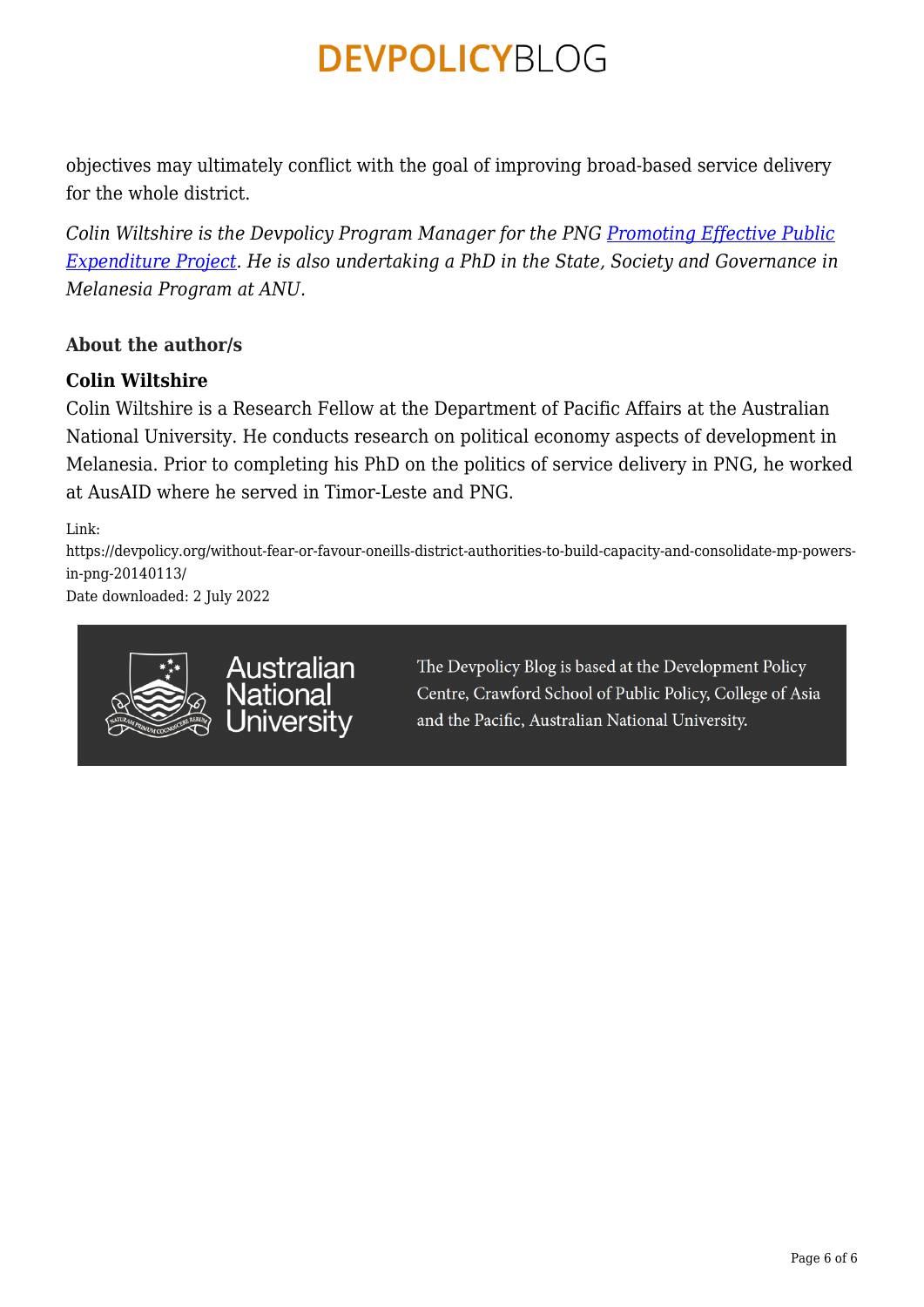objectives may ultimately conflict with the goal of improving broad-based service delivery for the whole district.

*Colin Wiltshire is the Devpolicy Program Manager for the PNG [Promoting Effective Public Expenditure Project](). He is also undertaking a PhD in the State, Society and Governance in Melanesia Program at ANU.*

### About the author/s

**Colin Wiltshire**

Colin Wiltshire is a Research Fellow at the Department of Pacific Affairs at the Australian National University. He conducts research on political economy aspects of development in Melanesia. Prior to completing his PhD on the politics of service delivery in PNG, he worked at AusAID where he served in Timor-Leste and PNG.

Link:
https://devpolicy.org/without-fear-or-favour-oneills-district-authorities-to-build-capacity-and-consolidate-mp-powers-in-png-20140113/
Date downloaded: 2 July 2022

Australian National University

The Devpolicy Blog is based at the Development Policy Centre, Crawford School of Public Policy, College of Asia and the Pacific, Australian National University.